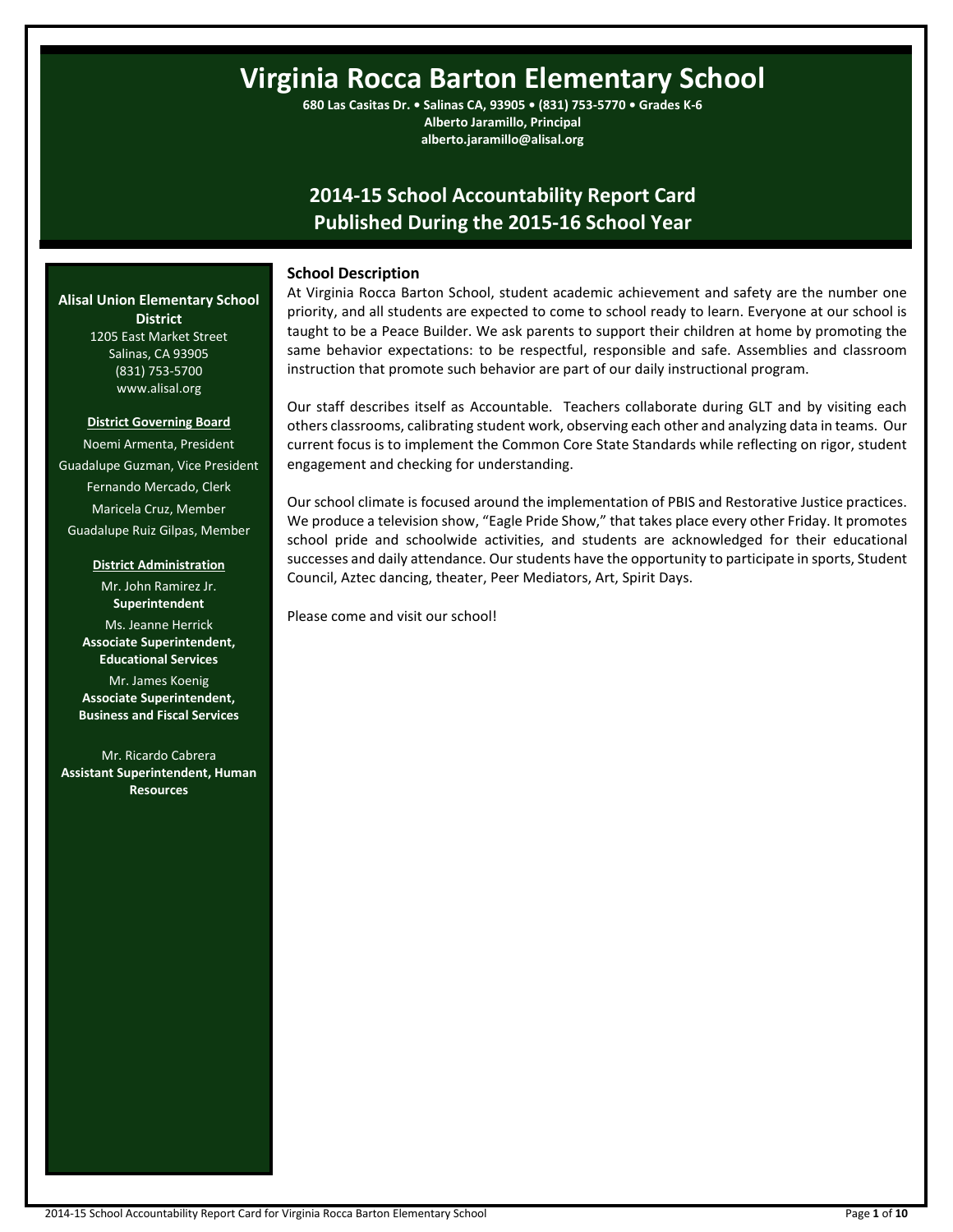# Virginia Rocca Barton Elementary School

**680 Las Casitas Dr. • Salinas CA, 93905 • (831) 753-5770 • Grades K-6**
**Alberto Jaramillo, Principal**
**alberto.jaramillo@alisal.org**

## 2014-15 School Accountability Report Card
## Published During the 2015-16 School Year

**Alisal Union Elementary School District**
1205 East Market Street
Salinas, CA 93905
(831) 753-5700
www.alisal.org

**District Governing Board**

Noemi Armenta, President
Guadalupe Guzman, Vice President
Fernando Mercado, Clerk
Maricela Cruz, Member
Guadalupe Ruiz Gilpas, Member

**District Administration**

Mr. John Ramirez Jr.
**Superintendent**

Ms. Jeanne Herrick
**Associate Superintendent, Educational Services**

Mr. James Koenig
**Associate Superintendent, Business and Fiscal Services**

Mr. Ricardo Cabrera
**Assistant Superintendent, Human Resources**

### School Description

At Virginia Rocca Barton School, student academic achievement and safety are the number one priority, and all students are expected to come to school ready to learn. Everyone at our school is taught to be a Peace Builder. We ask parents to support their children at home by promoting the same behavior expectations: to be respectful, responsible and safe. Assemblies and classroom instruction that promote such behavior are part of our daily instructional program.

Our staff describes itself as Accountable. Teachers collaborate during GLT and by visiting each others classrooms, calibrating student work, observing each other and analyzing data in teams. Our current focus is to implement the Common Core State Standards while reflecting on rigor, student engagement and checking for understanding.

Our school climate is focused around the implementation of PBIS and Restorative Justice practices. We produce a television show, "Eagle Pride Show," that takes place every other Friday. It promotes school pride and schoolwide activities, and students are acknowledged for their educational successes and daily attendance. Our students have the opportunity to participate in sports, Student Council, Aztec dancing, theater, Peer Mediators, Art, Spirit Days.

Please come and visit our school!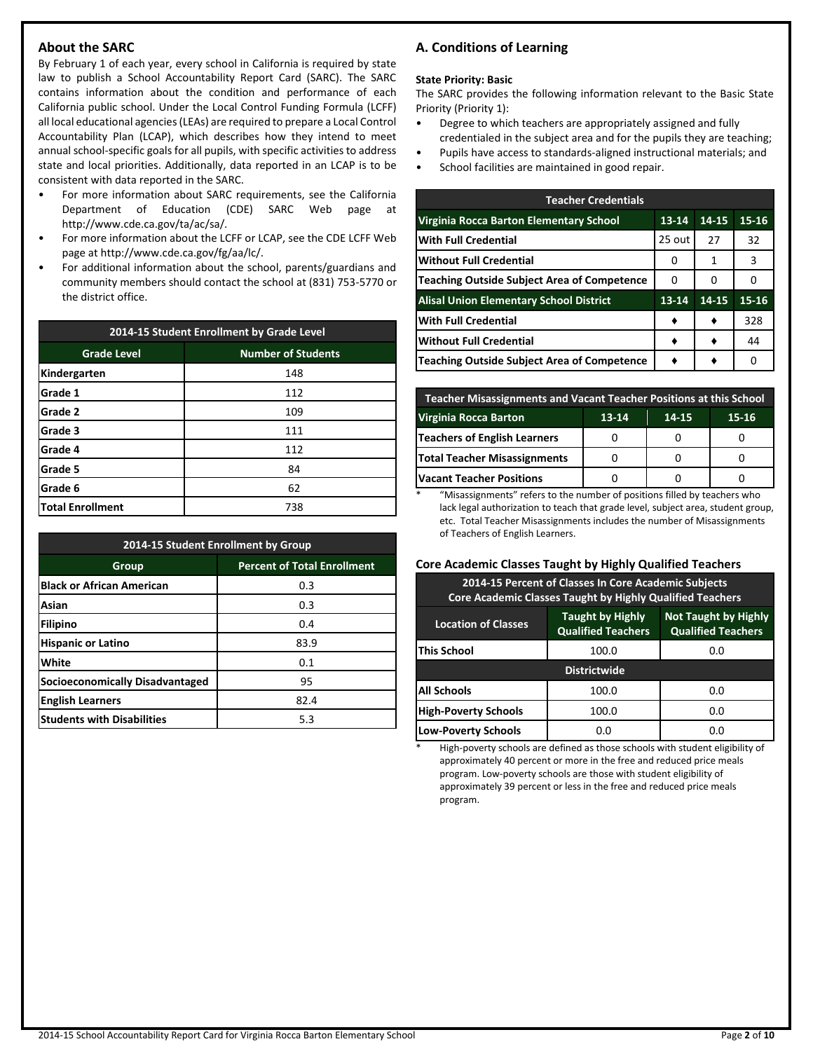## About the SARC

By February 1 of each year, every school in California is required by state law to publish a School Accountability Report Card (SARC). The SARC contains information about the condition and performance of each California public school. Under the Local Control Funding Formula (LCFF) all local educational agencies (LEAs) are required to prepare a Local Control Accountability Plan (LCAP), which describes how they intend to meet annual school-specific goals for all pupils, with specific activities to address state and local priorities. Additionally, data reported in an LCAP is to be consistent with data reported in the SARC.

- For more information about SARC requirements, see the California Department of Education (CDE) SARC Web page at http://www.cde.ca.gov/ta/ac/sa/.
- For more information about the LCFF or LCAP, see the CDE LCFF Web page at http://www.cde.ca.gov/fg/aa/lc/.
- For additional information about the school, parents/guardians and community members should contact the school at (831) 753-5770 or the district office.

| 2014-15 Student Enrollment by Grade Level | |
|---|---|
| **Grade Level** | **Number of Students** |
| Kindergarten | 148 |
| Grade 1 | 112 |
| Grade 2 | 109 |
| Grade 3 | 111 |
| Grade 4 | 112 |
| Grade 5 | 84 |
| Grade 6 | 62 |
| Total Enrollment | 738 |

| 2014-15 Student Enrollment by Group | |
|---|---|
| **Group** | **Percent of Total Enrollment** |
| Black or African American | 0.3 |
| Asian | 0.3 |
| Filipino | 0.4 |
| Hispanic or Latino | 83.9 |
| White | 0.1 |
| Socioeconomically Disadvantaged | 95 |
| English Learners | 82.4 |
| Students with Disabilities | 5.3 |

## A. Conditions of Learning

**State Priority: Basic**

The SARC provides the following information relevant to the Basic State Priority (Priority 1):

- Degree to which teachers are appropriately assigned and fully credentialed in the subject area and for the pupils they are teaching;
- Pupils have access to standards-aligned instructional materials; and
- School facilities are maintained in good repair.

| Teacher Credentials | | | |
|---|---|---|---|
| **Virginia Rocca Barton Elementary School** | **13-14** | **14-15** | **15-16** |
| With Full Credential | 25 out | 27 | 32 |
| Without Full Credential | 0 | 1 | 3 |
| Teaching Outside Subject Area of Competence | 0 | 0 | 0 |
| **Alisal Union Elementary School District** | **13-14** | **14-15** | **15-16** |
| With Full Credential | ♦ | ♦ | 328 |
| Without Full Credential | ♦ | ♦ | 44 |
| Teaching Outside Subject Area of Competence | ♦ | ♦ | 0 |

| Teacher Misassignments and Vacant Teacher Positions at this School | | | |
|---|---|---|---|
| **Virginia Rocca Barton** | **13-14** | **14-15** | **15-16** |
| Teachers of English Learners | 0 | 0 | 0 |
| Total Teacher Misassignments | 0 | 0 | 0 |
| Vacant Teacher Positions | 0 | 0 | 0 |

* "Misassignments" refers to the number of positions filled by teachers who lack legal authorization to teach that grade level, subject area, student group, etc. Total Teacher Misassignments includes the number of Misassignments of Teachers of English Learners.

### Core Academic Classes Taught by Highly Qualified Teachers

| 2014-15 Percent of Classes In Core Academic Subjects Core Academic Classes Taught by Highly Qualified Teachers | | |
|---|---|---|
| **Location of Classes** | **Taught by Highly Qualified Teachers** | **Not Taught by Highly Qualified Teachers** |
| This School | 100.0 | 0.0 |
| **Districtwide** | | |
| All Schools | 100.0 | 0.0 |
| High-Poverty Schools | 100.0 | 0.0 |
| Low-Poverty Schools | 0.0 | 0.0 |

* High-poverty schools are defined as those schools with student eligibility of approximately 40 percent or more in the free and reduced price meals program. Low-poverty schools are those with student eligibility of approximately 39 percent or less in the free and reduced price meals program.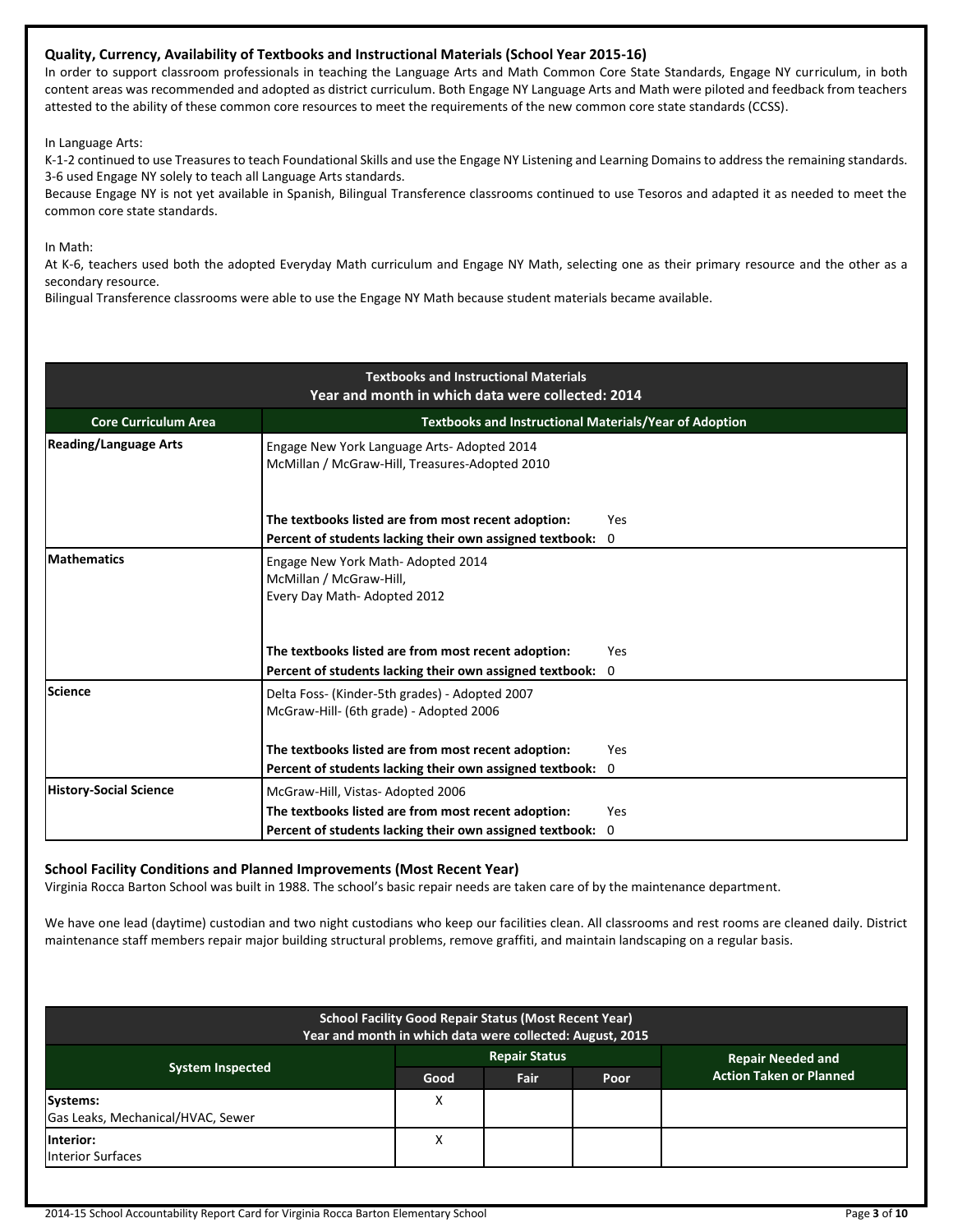## Quality, Currency, Availability of Textbooks and Instructional Materials (School Year 2015-16)

In order to support classroom professionals in teaching the Language Arts and Math Common Core State Standards, Engage NY curriculum, in both content areas was recommended and adopted as district curriculum. Both Engage NY Language Arts and Math were piloted and feedback from teachers attested to the ability of these common core resources to meet the requirements of the new common core state standards (CCSS).

In Language Arts:
K-1-2 continued to use Treasures to teach Foundational Skills and use the Engage NY Listening and Learning Domains to address the remaining standards. 3-6 used Engage NY solely to teach all Language Arts standards.
Because Engage NY is not yet available in Spanish, Bilingual Transference classrooms continued to use Tesoros and adapted it as needed to meet the common core state standards.

In Math:
At K-6, teachers used both the adopted Everyday Math curriculum and Engage NY Math, selecting one as their primary resource and the other as a secondary resource.
Bilingual Transference classrooms were able to use the Engage NY Math because student materials became available.

| Textbooks and Instructional Materials<br>Year and month in which data were collected: 2014 | | |
|---|---|---|
| **Core Curriculum Area** | **Textbooks and Instructional Materials/Year of Adoption** | |
| **Reading/Language Arts** | Engage New York Language Arts- Adopted 2014<br>McMillan / McGraw-Hill, Treasures-Adopted 2010 | |
| | **The textbooks listed are from most recent adoption:** | Yes |
| | **Percent of students lacking their own assigned textbook:** | 0 |
| **Mathematics** | Engage New York Math- Adopted 2014<br>McMillan / McGraw-Hill,<br>Every Day Math- Adopted 2012 | |
| | **The textbooks listed are from most recent adoption:** | Yes |
| | **Percent of students lacking their own assigned textbook:** | 0 |
| **Science** | Delta Foss- (Kinder-5th grades) - Adopted 2007<br>McGraw-Hill- (6th grade) - Adopted 2006 | |
| | **The textbooks listed are from most recent adoption:** | Yes |
| | **Percent of students lacking their own assigned textbook:** | 0 |
| **History-Social Science** | McGraw-Hill, Vistas- Adopted 2006 | |
| | **The textbooks listed are from most recent adoption:** | Yes |
| | **Percent of students lacking their own assigned textbook:** | 0 |

## School Facility Conditions and Planned Improvements (Most Recent Year)

Virginia Rocca Barton School was built in 1988. The school's basic repair needs are taken care of by the maintenance department.

We have one lead (daytime) custodian and two night custodians who keep our facilities clean. All classrooms and rest rooms are cleaned daily. District maintenance staff members repair major building structural problems, remove graffiti, and maintain landscaping on a regular basis.

| School Facility Good Repair Status (Most Recent Year)<br>Year and month in which data were collected: August, 2015 | | | | |
|---|---|---|---|---|
| **System Inspected** | **Repair Status** | | | **Repair Needed and Action Taken or Planned** |
| | **Good** | **Fair** | **Poor** | |
| **Systems:**<br>Gas Leaks, Mechanical/HVAC, Sewer | X | | | |
| **Interior:**<br>Interior Surfaces | X | | | |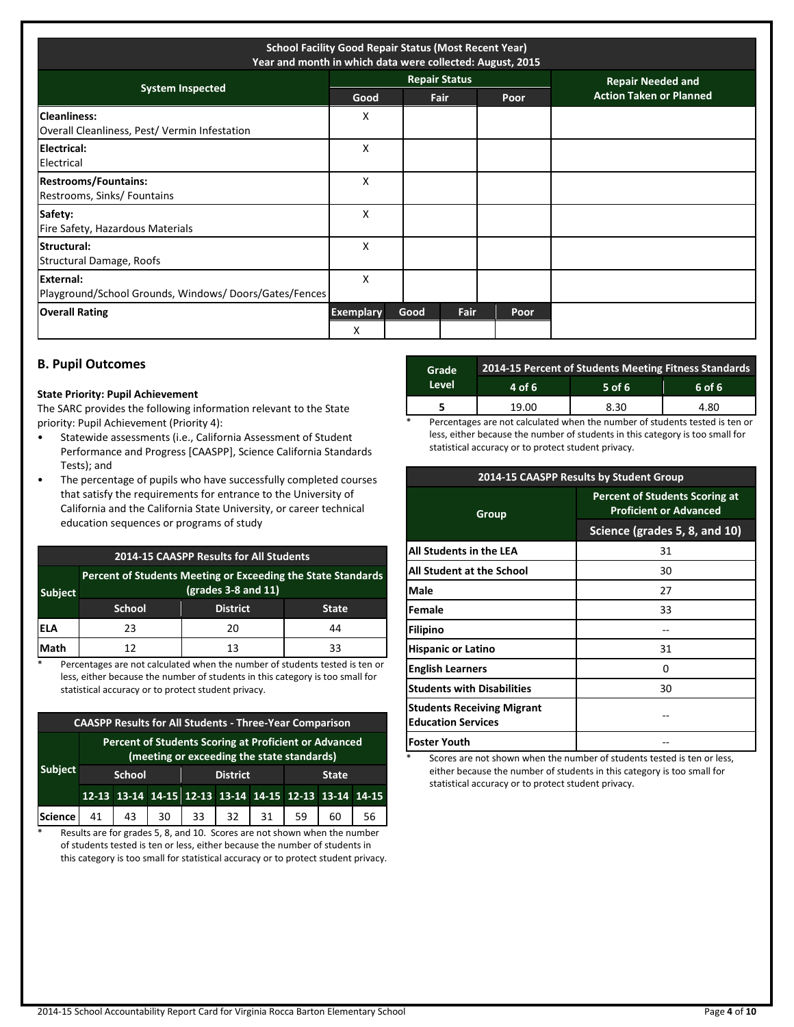| School Facility Good Repair Status (Most Recent Year) Year and month in which data were collected: August, 2015 | | | | | |
|---|---|---|---|---|---|
| **System Inspected** | **Repair Status** | | | | **Repair Needed and Action Taken or Planned** |
| | **Good** | | **Fair** | **Poor** | |
| **Cleanliness:** Overall Cleanliness, Pest/ Vermin Infestation | X | | | | |
| **Electrical:** Electrical | X | | | | |
| **Restrooms/Fountains:** Restrooms, Sinks/ Fountains | X | | | | |
| **Safety:** Fire Safety, Hazardous Materials | X | | | | |
| **Structural:** Structural Damage, Roofs | X | | | | |
| **External:** Playground/School Grounds, Windows/ Doors/Gates/Fences | X | | | | |
| **Overall Rating** | **Exemplary** | **Good** | **Fair** | **Poor** | |
| | X | | | | |

## B. Pupil Outcomes

**State Priority: Pupil Achievement**

The SARC provides the following information relevant to the State priority: Pupil Achievement (Priority 4):

- Statewide assessments (i.e., California Assessment of Student Performance and Progress [CAASPP], Science California Standards Tests); and
- The percentage of pupils who have successfully completed courses that satisfy the requirements for entrance to the University of California and the California State University, or career technical education sequences or programs of study

| 2014-15 CAASPP Results for All Students | | | |
|---|---|---|---|
| **Subject** | **Percent of Students Meeting or Exceeding the State Standards (grades 3-8 and 11)** | | |
| | **School** | **District** | **State** |
| **ELA** | 23 | 20 | 44 |
| **Math** | 12 | 13 | 33 |

\* Percentages are not calculated when the number of students tested is ten or less, either because the number of students in this category is too small for statistical accuracy or to protect student privacy.

| CAASPP Results for All Students - Three-Year Comparison | | | | | | | | | |
|---|---|---|---|---|---|---|---|---|---|
| **Subject** | **Percent of Students Scoring at Proficient or Advanced (meeting or exceeding the state standards)** | | | | | | | | |
| | **School** | | | **District** | | | **State** | | |
| | **12-13** | **13-14** | **14-15** | **12-13** | **13-14** | **14-15** | **12-13** | **13-14** | **14-15** |
| **Science** | 41 | 43 | 30 | 33 | 32 | 31 | 59 | 60 | 56 |

\* Results are for grades 5, 8, and 10. Scores are not shown when the number of students tested is ten or less, either because the number of students in this category is too small for statistical accuracy or to protect student privacy.

| Grade Level | 2014-15 Percent of Students Meeting Fitness Standards | | |
|---|---|---|---|
| | **4 of 6** | **5 of 6** | **6 of 6** |
| **5** | 19.00 | 8.30 | 4.80 |

\* Percentages are not calculated when the number of students tested is ten or less, either because the number of students in this category is too small for statistical accuracy or to protect student privacy.

| 2014-15 CAASPP Results by Student Group | |
|---|---|
| **Group** | **Percent of Students Scoring at Proficient or Advanced** |
| | **Science (grades 5, 8, and 10)** |
| **All Students in the LEA** | 31 |
| **All Student at the School** | 30 |
| **Male** | 27 |
| **Female** | 33 |
| **Filipino** | -- |
| **Hispanic or Latino** | 31 |
| **English Learners** | 0 |
| **Students with Disabilities** | 30 |
| **Students Receiving Migrant Education Services** | -- |
| **Foster Youth** | -- |

\* Scores are not shown when the number of students tested is ten or less, either because the number of students in this category is too small for statistical accuracy or to protect student privacy.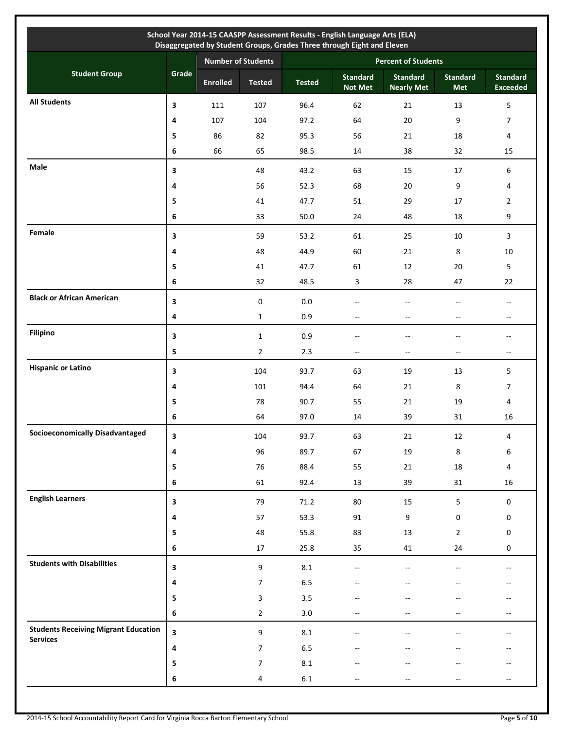| School Year 2014-15 CAASPP Assessment Results - English Language Arts (ELA) Disaggregated by Student Groups, Grades Three through Eight and Eleven | | | | | | | | |
|---|---|---|---|---|---|---|---|---|
| **Student Group** | **Grade** | **Number of Students** | | **Percent of Students** | | | | |
| | | **Enrolled** | **Tested** | **Tested** | **Standard Not Met** | **Standard Nearly Met** | **Standard Met** | **Standard Exceeded** |
| **All Students** | **3** | 111 | 107 | 96.4 | 62 | 21 | 13 | 5 |
| | **4** | 107 | 104 | 97.2 | 64 | 20 | 9 | 7 |
| | **5** | 86 | 82 | 95.3 | 56 | 21 | 18 | 4 |
| | **6** | 66 | 65 | 98.5 | 14 | 38 | 32 | 15 |
| **Male** | **3** | | 48 | 43.2 | 63 | 15 | 17 | 6 |
| | **4** | | 56 | 52.3 | 68 | 20 | 9 | 4 |
| | **5** | | 41 | 47.7 | 51 | 29 | 17 | 2 |
| | **6** | | 33 | 50.0 | 24 | 48 | 18 | 9 |
| **Female** | **3** | | 59 | 53.2 | 61 | 25 | 10 | 3 |
| | **4** | | 48 | 44.9 | 60 | 21 | 8 | 10 |
| | **5** | | 41 | 47.7 | 61 | 12 | 20 | 5 |
| | **6** | | 32 | 48.5 | 3 | 28 | 47 | 22 |
| **Black or African American** | **3** | | 0 | 0.0 | -- | -- | -- | -- |
| | **4** | | 1 | 0.9 | -- | -- | -- | -- |
| **Filipino** | **3** | | 1 | 0.9 | -- | -- | -- | -- |
| | **5** | | 2 | 2.3 | -- | -- | -- | -- |
| **Hispanic or Latino** | **3** | | 104 | 93.7 | 63 | 19 | 13 | 5 |
| | **4** | | 101 | 94.4 | 64 | 21 | 8 | 7 |
| | **5** | | 78 | 90.7 | 55 | 21 | 19 | 4 |
| | **6** | | 64 | 97.0 | 14 | 39 | 31 | 16 |
| **Socioeconomically Disadvantaged** | **3** | | 104 | 93.7 | 63 | 21 | 12 | 4 |
| | **4** | | 96 | 89.7 | 67 | 19 | 8 | 6 |
| | **5** | | 76 | 88.4 | 55 | 21 | 18 | 4 |
| | **6** | | 61 | 92.4 | 13 | 39 | 31 | 16 |
| **English Learners** | **3** | | 79 | 71.2 | 80 | 15 | 5 | 0 |
| | **4** | | 57 | 53.3 | 91 | 9 | 0 | 0 |
| | **5** | | 48 | 55.8 | 83 | 13 | 2 | 0 |
| | **6** | | 17 | 25.8 | 35 | 41 | 24 | 0 |
| **Students with Disabilities** | **3** | | 9 | 8.1 | -- | -- | -- | -- |
| | **4** | | 7 | 6.5 | -- | -- | -- | -- |
| | **5** | | 3 | 3.5 | -- | -- | -- | -- |
| | **6** | | 2 | 3.0 | -- | -- | -- | -- |
| **Students Receiving Migrant Education Services** | **3** | | 9 | 8.1 | -- | -- | -- | -- |
| | **4** | | 7 | 6.5 | -- | -- | -- | -- |
| | **5** | | 7 | 8.1 | -- | -- | -- | -- |
| | **6** | | 4 | 6.1 | -- | -- | -- | -- |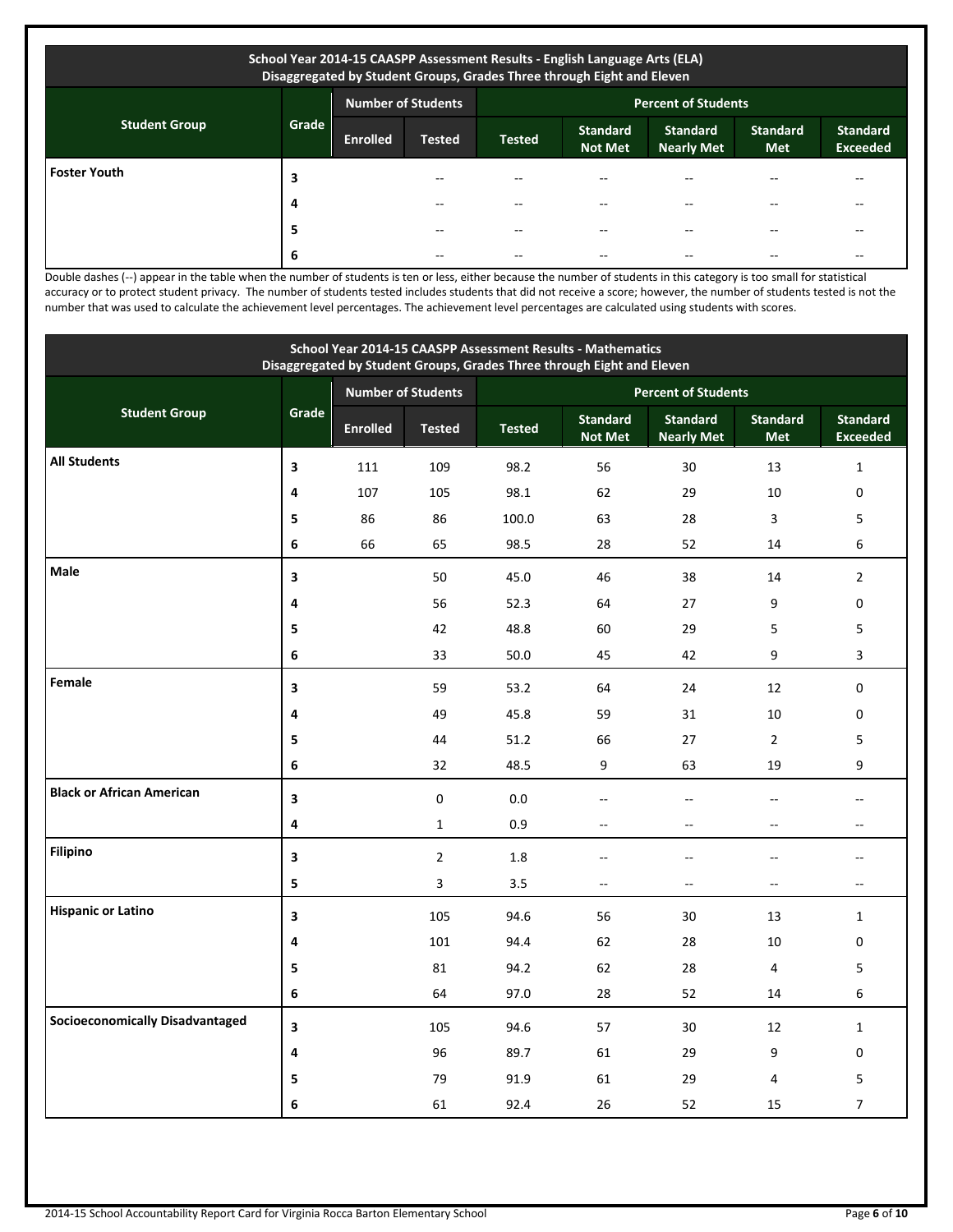| School Year 2014-15 CAASPP Assessment Results - English Language Arts (ELA) Disaggregated by Student Groups, Grades Three through Eight and Eleven | | | | | | | | |
|---|---|---|---|---|---|---|---|---|
| Student Group | Grade | Number of Students | | Percent of Students | | | | |
| | | Enrolled | Tested | Tested | Standard Not Met | Standard Nearly Met | Standard Met | Standard Exceeded |
| Foster Youth | 3 | | -- | -- | -- | -- | -- | -- |
| | 4 | | -- | -- | -- | -- | -- | -- |
| | 5 | | -- | -- | -- | -- | -- | -- |
| | 6 | | -- | -- | -- | -- | -- | -- |

Double dashes (--) appear in the table when the number of students is ten or less, either because the number of students in this category is too small for statistical accuracy or to protect student privacy. The number of students tested includes students that did not receive a score; however, the number of students tested is not the number that was used to calculate the achievement level percentages. The achievement level percentages are calculated using students with scores.

| School Year 2014-15 CAASPP Assessment Results - Mathematics Disaggregated by Student Groups, Grades Three through Eight and Eleven | | | | | | | | |
|---|---|---|---|---|---|---|---|---|
| Student Group | Grade | Number of Students | | Percent of Students | | | | |
| | | Enrolled | Tested | Tested | Standard Not Met | Standard Nearly Met | Standard Met | Standard Exceeded |
| All Students | 3 | 111 | 109 | 98.2 | 56 | 30 | 13 | 1 |
| | 4 | 107 | 105 | 98.1 | 62 | 29 | 10 | 0 |
| | 5 | 86 | 86 | 100.0 | 63 | 28 | 3 | 5 |
| | 6 | 66 | 65 | 98.5 | 28 | 52 | 14 | 6 |
| Male | 3 | | 50 | 45.0 | 46 | 38 | 14 | 2 |
| | 4 | | 56 | 52.3 | 64 | 27 | 9 | 0 |
| | 5 | | 42 | 48.8 | 60 | 29 | 5 | 5 |
| | 6 | | 33 | 50.0 | 45 | 42 | 9 | 3 |
| Female | 3 | | 59 | 53.2 | 64 | 24 | 12 | 0 |
| | 4 | | 49 | 45.8 | 59 | 31 | 10 | 0 |
| | 5 | | 44 | 51.2 | 66 | 27 | 2 | 5 |
| | 6 | | 32 | 48.5 | 9 | 63 | 19 | 9 |
| Black or African American | 3 | | 0 | 0.0 | -- | -- | -- | -- |
| | 4 | | 1 | 0.9 | -- | -- | -- | -- |
| Filipino | 3 | | 2 | 1.8 | -- | -- | -- | -- |
| | 5 | | 3 | 3.5 | -- | -- | -- | -- |
| Hispanic or Latino | 3 | | 105 | 94.6 | 56 | 30 | 13 | 1 |
| | 4 | | 101 | 94.4 | 62 | 28 | 10 | 0 |
| | 5 | | 81 | 94.2 | 62 | 28 | 4 | 5 |
| | 6 | | 64 | 97.0 | 28 | 52 | 14 | 6 |
| Socioeconomically Disadvantaged | 3 | | 105 | 94.6 | 57 | 30 | 12 | 1 |
| | 4 | | 96 | 89.7 | 61 | 29 | 9 | 0 |
| | 5 | | 79 | 91.9 | 61 | 29 | 4 | 5 |
| | 6 | | 61 | 92.4 | 26 | 52 | 15 | 7 |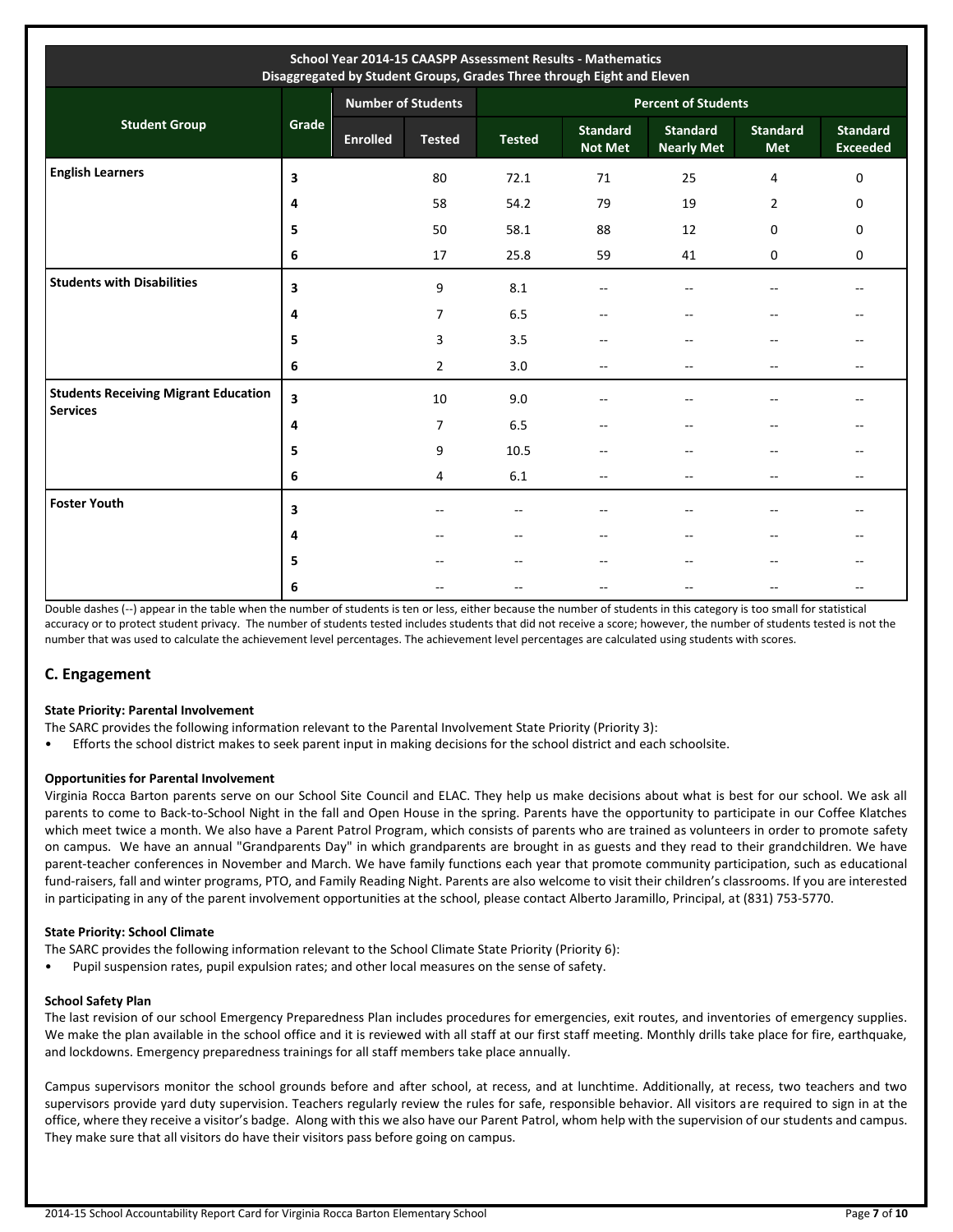| School Year 2014-15 CAASPP Assessment Results - Mathematics<br>Disaggregated by Student Groups, Grades Three through Eight and Eleven | | | | | | | | |
|---|---|---|---|---|---|---|---|---|
| Student Group | Grade | Number of Students | | Percent of Students | | | | |
| | | Enrolled | Tested | Tested | Standard Not Met | Standard Nearly Met | Standard Met | Standard Exceeded |
| English Learners | 3 | | 80 | 72.1 | 71 | 25 | 4 | 0 |
| | 4 | | 58 | 54.2 | 79 | 19 | 2 | 0 |
| | 5 | | 50 | 58.1 | 88 | 12 | 0 | 0 |
| | 6 | | 17 | 25.8 | 59 | 41 | 0 | 0 |
| Students with Disabilities | 3 | | 9 | 8.1 | -- | -- | -- | -- |
| | 4 | | 7 | 6.5 | -- | -- | -- | -- |
| | 5 | | 3 | 3.5 | -- | -- | -- | -- |
| | 6 | | 2 | 3.0 | -- | -- | -- | -- |
| Students Receiving Migrant Education Services | 3 | | 10 | 9.0 | -- | -- | -- | -- |
| | 4 | | 7 | 6.5 | -- | -- | -- | -- |
| | 5 | | 9 | 10.5 | -- | -- | -- | -- |
| | 6 | | 4 | 6.1 | -- | -- | -- | -- |
| Foster Youth | 3 | | -- | -- | -- | -- | -- | -- |
| | 4 | | -- | -- | -- | -- | -- | -- |
| | 5 | | -- | -- | -- | -- | -- | -- |
| | 6 | | -- | -- | -- | -- | -- | -- |

Double dashes (--) appear in the table when the number of students is ten or less, either because the number of students in this category is too small for statistical accuracy or to protect student privacy. The number of students tested includes students that did not receive a score; however, the number of students tested is not the number that was used to calculate the achievement level percentages. The achievement level percentages are calculated using students with scores.

## C. Engagement

**State Priority: Parental Involvement**

The SARC provides the following information relevant to the Parental Involvement State Priority (Priority 3):

- Efforts the school district makes to seek parent input in making decisions for the school district and each schoolsite.

**Opportunities for Parental Involvement**

Virginia Rocca Barton parents serve on our School Site Council and ELAC. They help us make decisions about what is best for our school. We ask all parents to come to Back-to-School Night in the fall and Open House in the spring. Parents have the opportunity to participate in our Coffee Klatches which meet twice a month. We also have a Parent Patrol Program, which consists of parents who are trained as volunteers in order to promote safety on campus. We have an annual "Grandparents Day" in which grandparents are brought in as guests and they read to their grandchildren. We have parent-teacher conferences in November and March. We have family functions each year that promote community participation, such as educational fund-raisers, fall and winter programs, PTO, and Family Reading Night. Parents are also welcome to visit their children's classrooms. If you are interested in participating in any of the parent involvement opportunities at the school, please contact Alberto Jaramillo, Principal, at (831) 753-5770.

**State Priority: School Climate**

The SARC provides the following information relevant to the School Climate State Priority (Priority 6):

- Pupil suspension rates, pupil expulsion rates; and other local measures on the sense of safety.

**School Safety Plan**

The last revision of our school Emergency Preparedness Plan includes procedures for emergencies, exit routes, and inventories of emergency supplies. We make the plan available in the school office and it is reviewed with all staff at our first staff meeting. Monthly drills take place for fire, earthquake, and lockdowns. Emergency preparedness trainings for all staff members take place annually.

Campus supervisors monitor the school grounds before and after school, at recess, and at lunchtime. Additionally, at recess, two teachers and two supervisors provide yard duty supervision. Teachers regularly review the rules for safe, responsible behavior. All visitors are required to sign in at the office, where they receive a visitor's badge. Along with this we also have our Parent Patrol, whom help with the supervision of our students and campus. They make sure that all visitors do have their visitors pass before going on campus.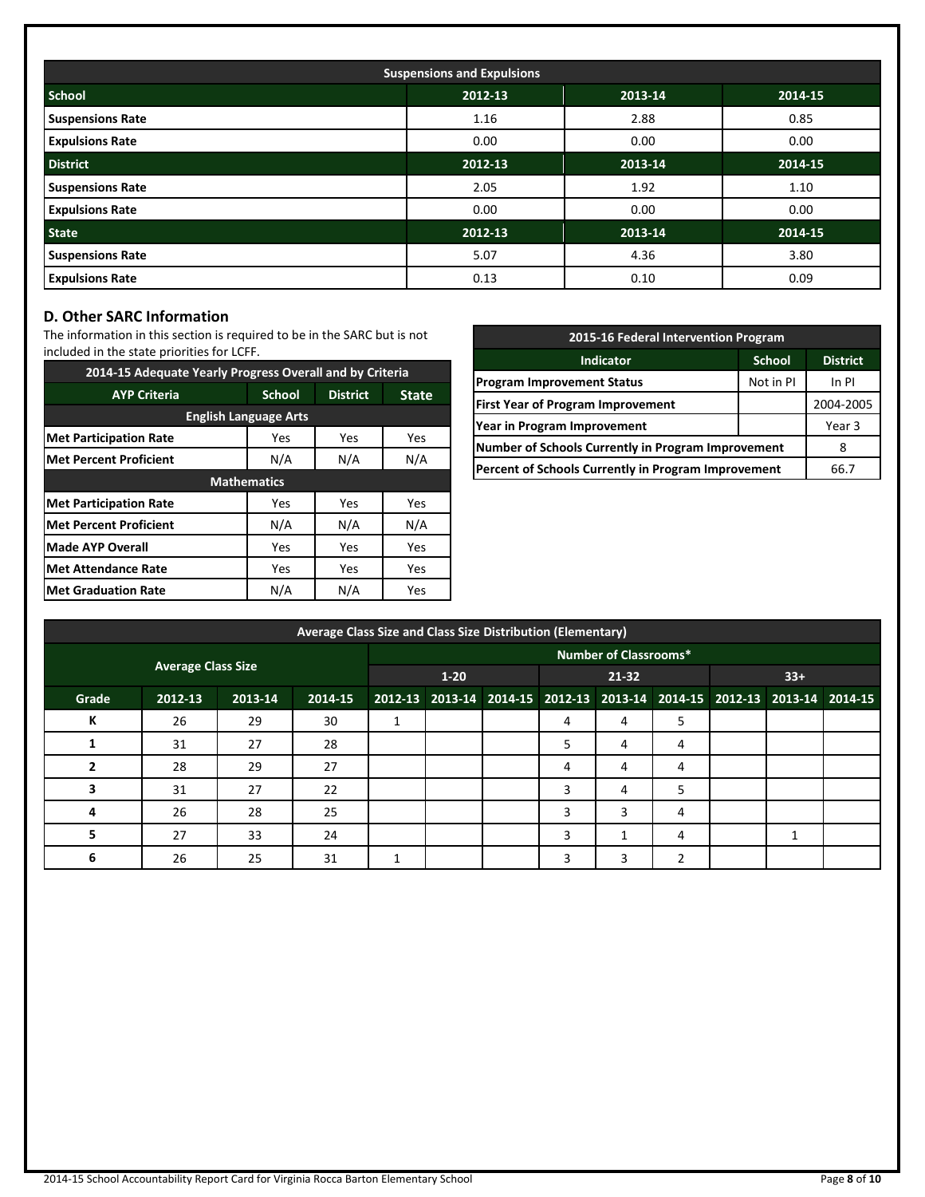| Suspensions and Expulsions | | | |
|---|---|---|---|
| **School** | **2012-13** | **2013-14** | **2014-15** |
| **Suspensions Rate** | 1.16 | 2.88 | 0.85 |
| **Expulsions Rate** | 0.00 | 0.00 | 0.00 |
| **District** | **2012-13** | **2013-14** | **2014-15** |
| **Suspensions Rate** | 2.05 | 1.92 | 1.10 |
| **Expulsions Rate** | 0.00 | 0.00 | 0.00 |
| **State** | **2012-13** | **2013-14** | **2014-15** |
| **Suspensions Rate** | 5.07 | 4.36 | 3.80 |
| **Expulsions Rate** | 0.13 | 0.10 | 0.09 |

## D. Other SARC Information

The information in this section is required to be in the SARC but is not included in the state priorities for LCFF.

| 2014-15 Adequate Yearly Progress Overall and by Criteria | | | |
|---|---|---|---|
| **AYP Criteria** | **School** | **District** | **State** |
| **English Language Arts** | | | |
| **Met Participation Rate** | Yes | Yes | Yes |
| **Met Percent Proficient** | N/A | N/A | N/A |
| **Mathematics** | | | |
| **Met Participation Rate** | Yes | Yes | Yes |
| **Met Percent Proficient** | N/A | N/A | N/A |
| **Made AYP Overall** | Yes | Yes | Yes |
| **Met Attendance Rate** | Yes | Yes | Yes |
| **Met Graduation Rate** | N/A | N/A | Yes |

| 2015-16 Federal Intervention Program | | |
|---|---|---|
| **Indicator** | **School** | **District** |
| **Program Improvement Status** | Not in PI | In PI |
| **First Year of Program Improvement** | | 2004-2005 |
| **Year in Program Improvement** | | Year 3 |
| **Number of Schools Currently in Program Improvement** | | 8 |
| **Percent of Schools Currently in Program Improvement** | | 66.7 |

| Average Class Size and Class Size Distribution (Elementary) | | | | | | | | | | | | | | | |
|---|---|---|---|---|---|---|---|---|---|---|---|---|---|---|---|
| **Average Class Size** | | | | **Number of Classrooms*** | | | | | | | | | | | |
| | | | | **1-20** | | | **21-32** | | | **33+** | | | | | |
| **Grade** | **2012-13** | **2013-14** | **2014-15** | **2012-13** | **2013-14** | **2014-15** | **2012-13** | **2013-14** | **2014-15** | **2012-13** | **2013-14** | **2014-15** |
| K | 26 | 29 | 30 | 1 | | | 4 | 4 | 5 | | | |
| 1 | 31 | 27 | 28 | | | | 5 | 4 | 4 | | | |
| 2 | 28 | 29 | 27 | | | | 4 | 4 | 4 | | | |
| 3 | 31 | 27 | 22 | | | | 3 | 4 | 5 | | | |
| 4 | 26 | 28 | 25 | | | | 3 | 3 | 4 | | | |
| 5 | 27 | 33 | 24 | | | | 3 | 1 | 4 | | 1 | |
| 6 | 26 | 25 | 31 | 1 | | | 3 | 3 | 2 | | | |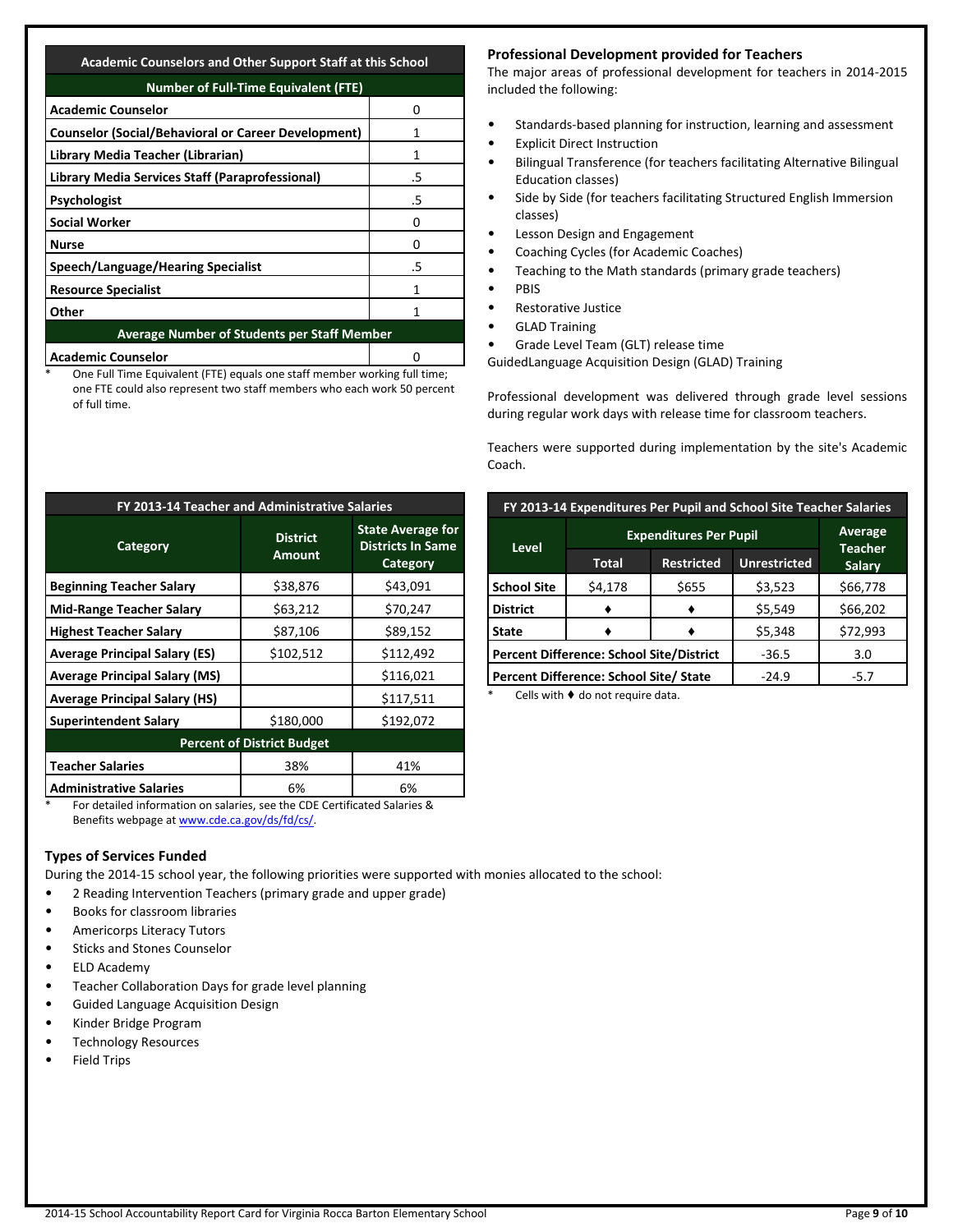| Academic Counselors and Other Support Staff at this School | |
|---|---|
| **Number of Full-Time Equivalent (FTE)** | |
| **Academic Counselor** | 0 |
| **Counselor (Social/Behavioral or Career Development)** | 1 |
| **Library Media Teacher (Librarian)** | 1 |
| **Library Media Services Staff (Paraprofessional)** | .5 |
| **Psychologist** | .5 |
| **Social Worker** | 0 |
| **Nurse** | 0 |
| **Speech/Language/Hearing Specialist** | .5 |
| **Resource Specialist** | 1 |
| **Other** | 1 |
| **Average Number of Students per Staff Member** | |
| **Academic Counselor** | 0 |

\* One Full Time Equivalent (FTE) equals one staff member working full time; one FTE could also represent two staff members who each work 50 percent of full time.

## Professional Development provided for Teachers

The major areas of professional development for teachers in 2014-2015 included the following:

- Standards-based planning for instruction, learning and assessment
- Explicit Direct Instruction
- Bilingual Transference (for teachers facilitating Alternative Bilingual Education classes)
- Side by Side (for teachers facilitating Structured English Immersion classes)
- Lesson Design and Engagement
- Coaching Cycles (for Academic Coaches)
- Teaching to the Math standards (primary grade teachers)
- PBIS
- Restorative Justice
- GLAD Training
- Grade Level Team (GLT) release time

GuidedLanguage Acquisition Design (GLAD) Training

Professional development was delivered through grade level sessions during regular work days with release time for classroom teachers.

Teachers were supported during implementation by the site's Academic Coach.

| FY 2013-14 Teacher and Administrative Salaries | | |
|---|---|---|
| **Category** | **District Amount** | **State Average for Districts In Same Category** |
| **Beginning Teacher Salary** | $38,876 | $43,091 |
| **Mid-Range Teacher Salary** | $63,212 | $70,247 |
| **Highest Teacher Salary** | $87,106 | $89,152 |
| **Average Principal Salary (ES)** | $102,512 | $112,492 |
| **Average Principal Salary (MS)** | | $116,021 |
| **Average Principal Salary (HS)** | | $117,511 |
| **Superintendent Salary** | $180,000 | $192,072 |
| **Percent of District Budget** | | |
| **Teacher Salaries** | 38% | 41% |
| **Administrative Salaries** | 6% | 6% |

\* For detailed information on salaries, see the CDE Certificated Salaries & Benefits webpage at www.cde.ca.gov/ds/fd/cs/.

| FY 2013-14 Expenditures Per Pupil and School Site Teacher Salaries | | | | |
|---|---|---|---|---|
| **Level** | **Expenditures Per Pupil** | | | **Average Teacher Salary** |
| | **Total** | **Restricted** | **Unrestricted** | |
| **School Site** | $4,178 | $655 | $3,523 | $66,778 |
| **District** | ♦ | ♦ | $5,549 | $66,202 |
| **State** | ♦ | ♦ | $5,348 | $72,993 |
| **Percent Difference: School Site/District** | | | -36.5 | 3.0 |
| **Percent Difference: School Site/ State** | | | -24.9 | -5.7 |

\* Cells with ♦ do not require data.

## Types of Services Funded

During the 2014-15 school year, the following priorities were supported with monies allocated to the school:

- 2 Reading Intervention Teachers (primary grade and upper grade)
- Books for classroom libraries
- Americorps Literacy Tutors
- Sticks and Stones Counselor
- ELD Academy
- Teacher Collaboration Days for grade level planning
- Guided Language Acquisition Design
- Kinder Bridge Program
- Technology Resources
- Field Trips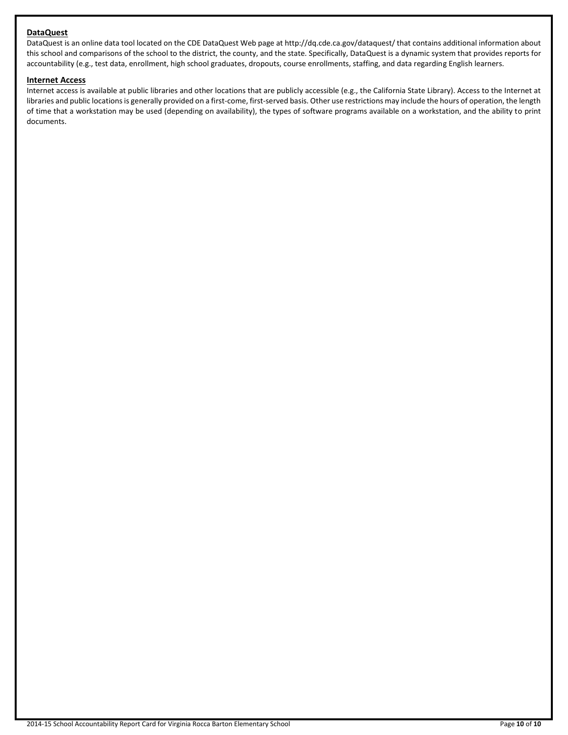**DataQuest**

DataQuest is an online data tool located on the CDE DataQuest Web page at http://dq.cde.ca.gov/dataquest/ that contains additional information about this school and comparisons of the school to the district, the county, and the state. Specifically, DataQuest is a dynamic system that provides reports for accountability (e.g., test data, enrollment, high school graduates, dropouts, course enrollments, staffing, and data regarding English learners.

**Internet Access**

Internet access is available at public libraries and other locations that are publicly accessible (e.g., the California State Library). Access to the Internet at libraries and public locations is generally provided on a first-come, first-served basis. Other use restrictions may include the hours of operation, the length of time that a workstation may be used (depending on availability), the types of software programs available on a workstation, and the ability to print documents.